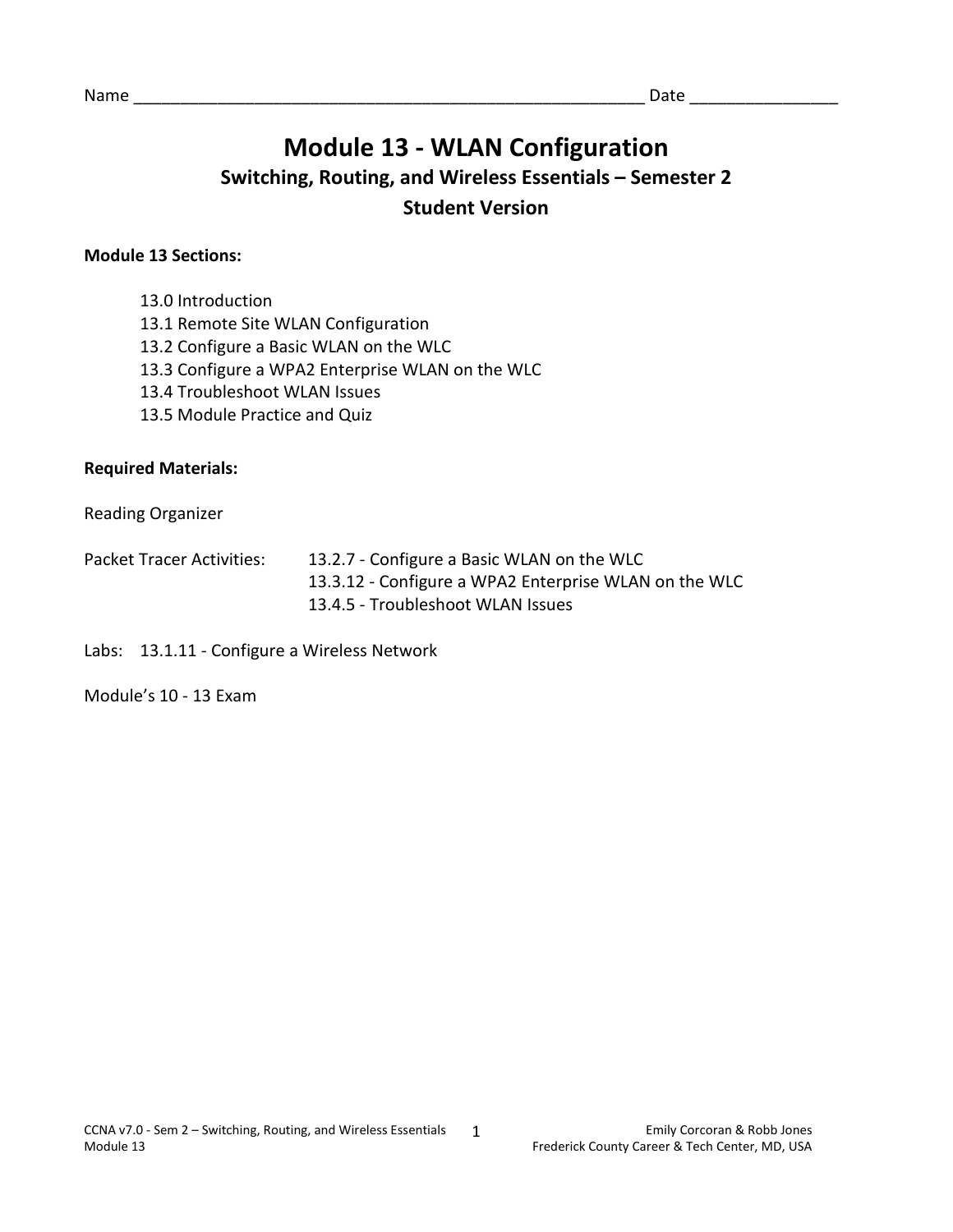Name ________________________________________________________ Date _______________

# Module 13 - WLAN Configuration

## Switching, Routing, and Wireless Essentials – Semester 2

## Student Version

**Module 13 Sections:**

13.0 Introduction
13.1 Remote Site WLAN Configuration
13.2 Configure a Basic WLAN on the WLC
13.3 Configure a WPA2 Enterprise WLAN on the WLC
13.4 Troubleshoot WLAN Issues
13.5 Module Practice and Quiz

**Required Materials:**

Reading Organizer

Packet Tracer Activities:
- 13.2.7 - Configure a Basic WLAN on the WLC
- 13.3.12 - Configure a WPA2 Enterprise WLAN on the WLC
- 13.4.5 - Troubleshoot WLAN Issues

Labs: 13.1.11 - Configure a Wireless Network

Module's 10 - 13 Exam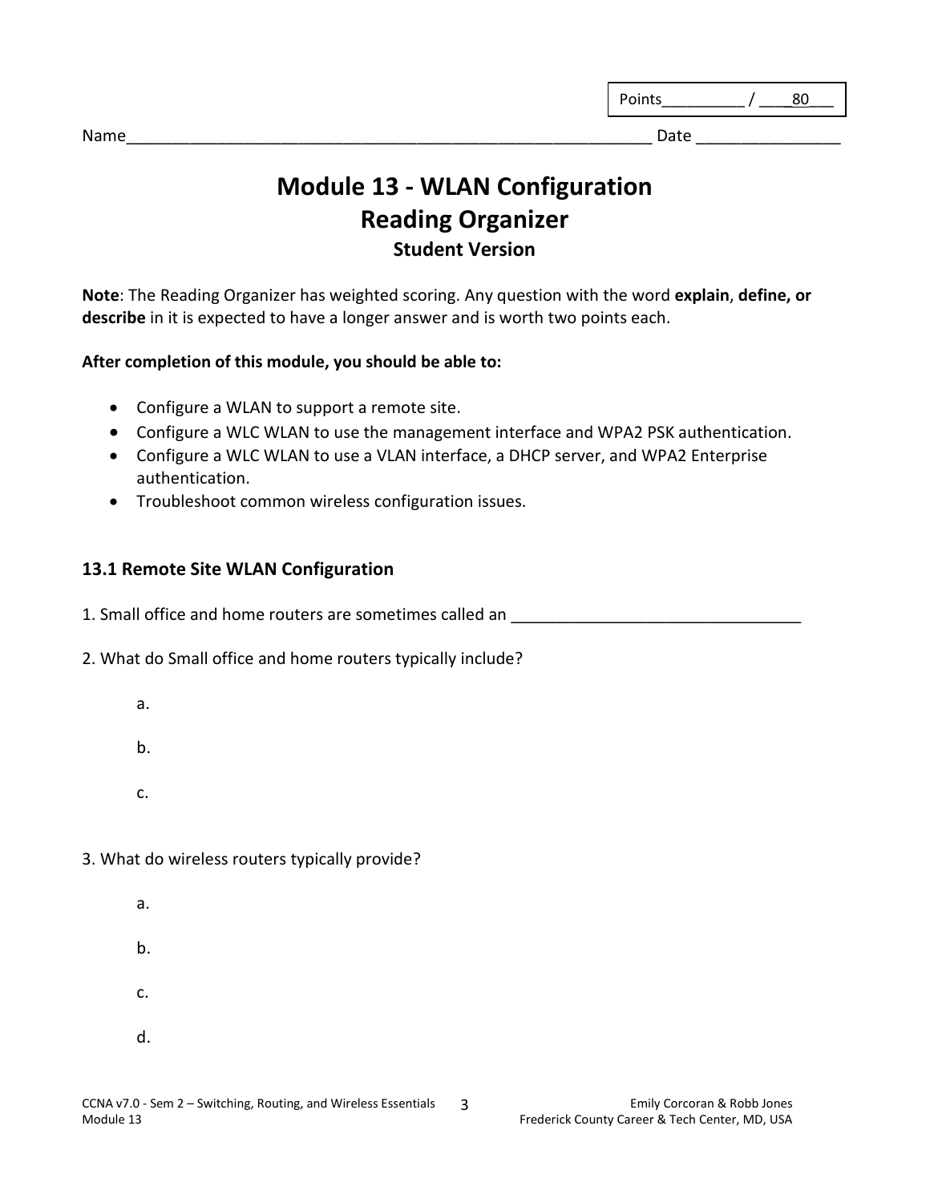Points_________ / ____80___

Name___________________________________________________________ Date _______________

# Module 13 - WLAN Configuration
# Reading Organizer
### Student Version

**Note**: The Reading Organizer has weighted scoring. Any question with the word **explain**, **define, or describe** in it is expected to have a longer answer and is worth two points each.

**After completion of this module, you should be able to:**

- Configure a WLAN to support a remote site.
- Configure a WLC WLAN to use the management interface and WPA2 PSK authentication.
- Configure a WLC WLAN to use a VLAN interface, a DHCP server, and WPA2 Enterprise authentication.
- Troubleshoot common wireless configuration issues.

## 13.1 Remote Site WLAN Configuration

1. Small office and home routers are sometimes called an _______________________________

2. What do Small office and home routers typically include?

   a.

   b.

   c.

3. What do wireless routers typically provide?

   a.

   b.

   c.

   d.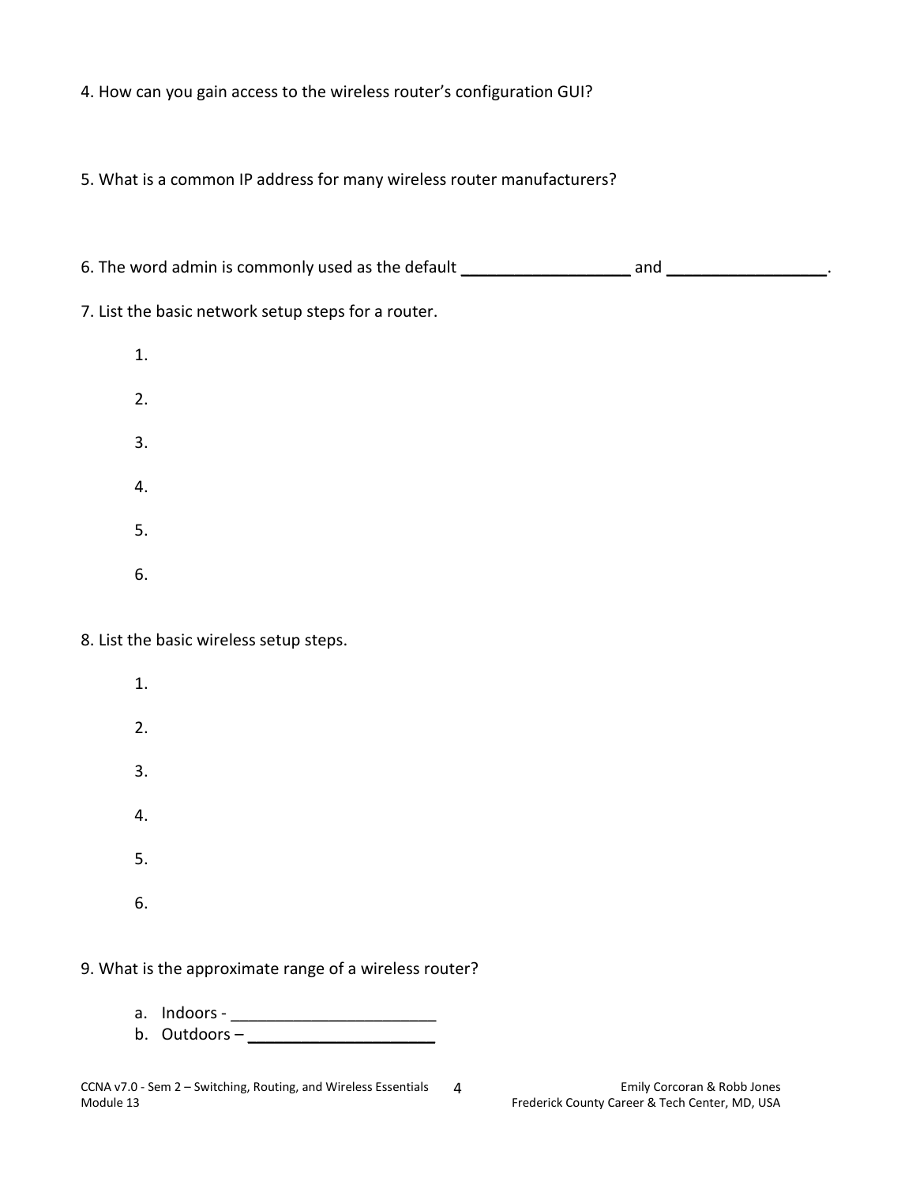4. How can you gain access to the wireless router's configuration GUI?

5. What is a common IP address for many wireless router manufacturers?

6. The word admin is commonly used as the default ___________________ and _________________.

7. List the basic network setup steps for a router.

    1.

    2.

    3.

    4.

    5.

    6.

8. List the basic wireless setup steps.

    1.

    2.

    3.

    4.

    5.

    6.

9. What is the approximate range of a wireless router?

    a. Indoors - _______________________
    b. Outdoors – _____________________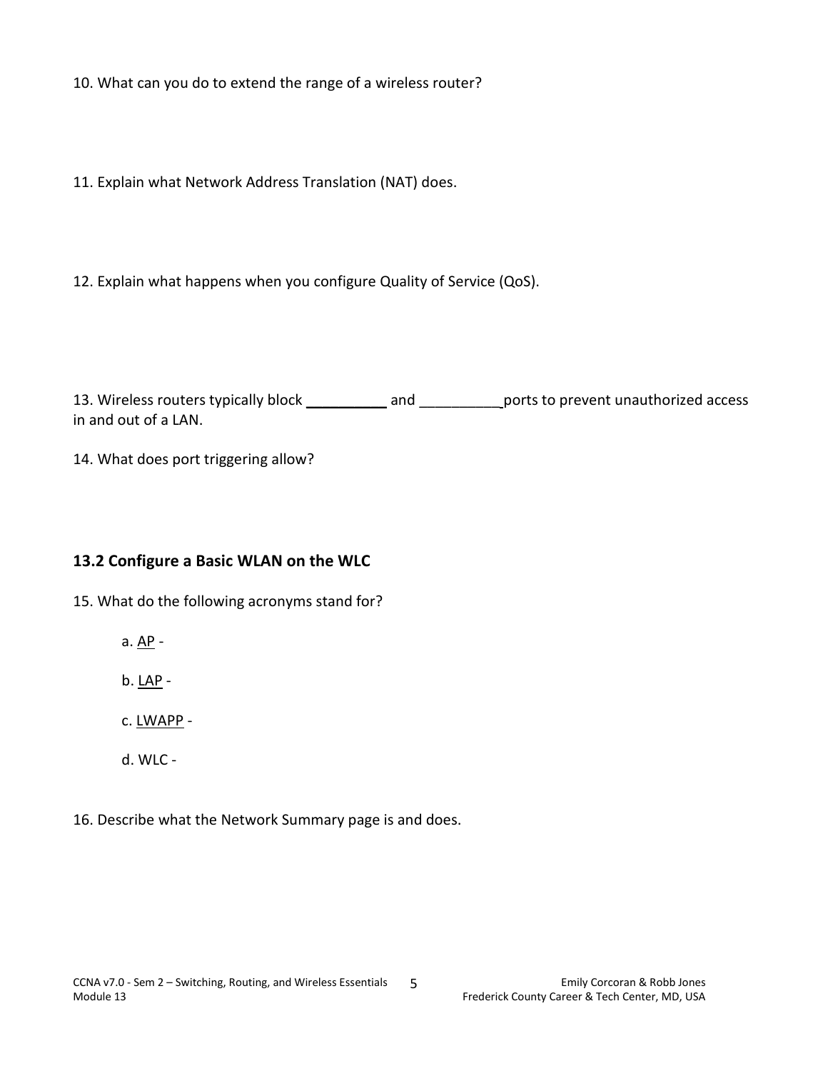10. What can you do to extend the range of a wireless router?

11. Explain what Network Address Translation (NAT) does.

12. Explain what happens when you configure Quality of Service (QoS).

13. Wireless routers typically block __________ and __________ports to prevent unauthorized access in and out of a LAN.

14. What does port triggering allow?

## 13.2 Configure a Basic WLAN on the WLC

15. What do the following acronyms stand for?

   a. <u>AP</u> -

   b. <u>LAP</u> -

   c. <u>LWAPP</u> -

   d. WLC -

16. Describe what the Network Summary page is and does.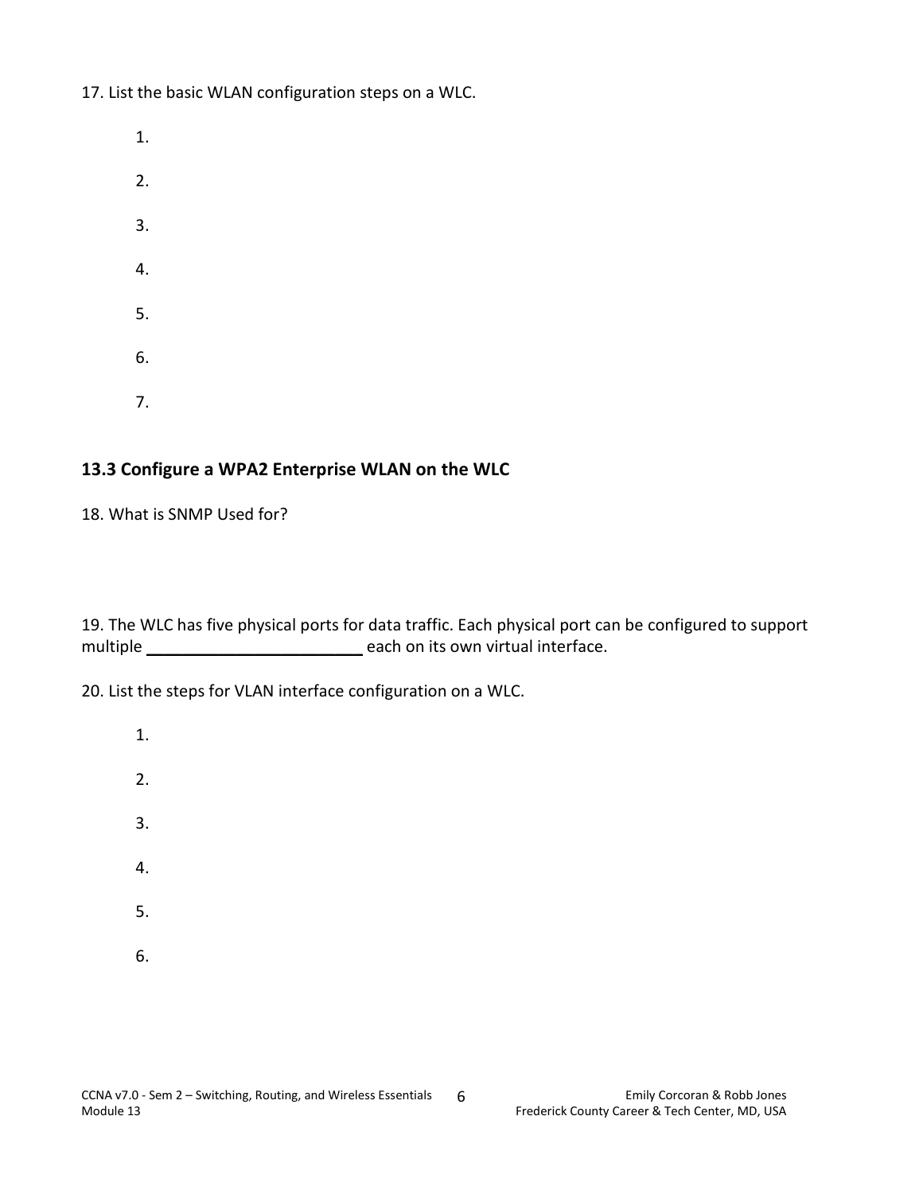17. List the basic WLAN configuration steps on a WLC.

1.
2.
3.
4.
5.
6.
7.

### 13.3 Configure a WPA2 Enterprise WLAN on the WLC

18. What is SNMP Used for?

19. The WLC has five physical ports for data traffic. Each physical port can be configured to support multiple ________________________ each on its own virtual interface.

20. List the steps for VLAN interface configuration on a WLC.

1.
2.
3.
4.
5.
6.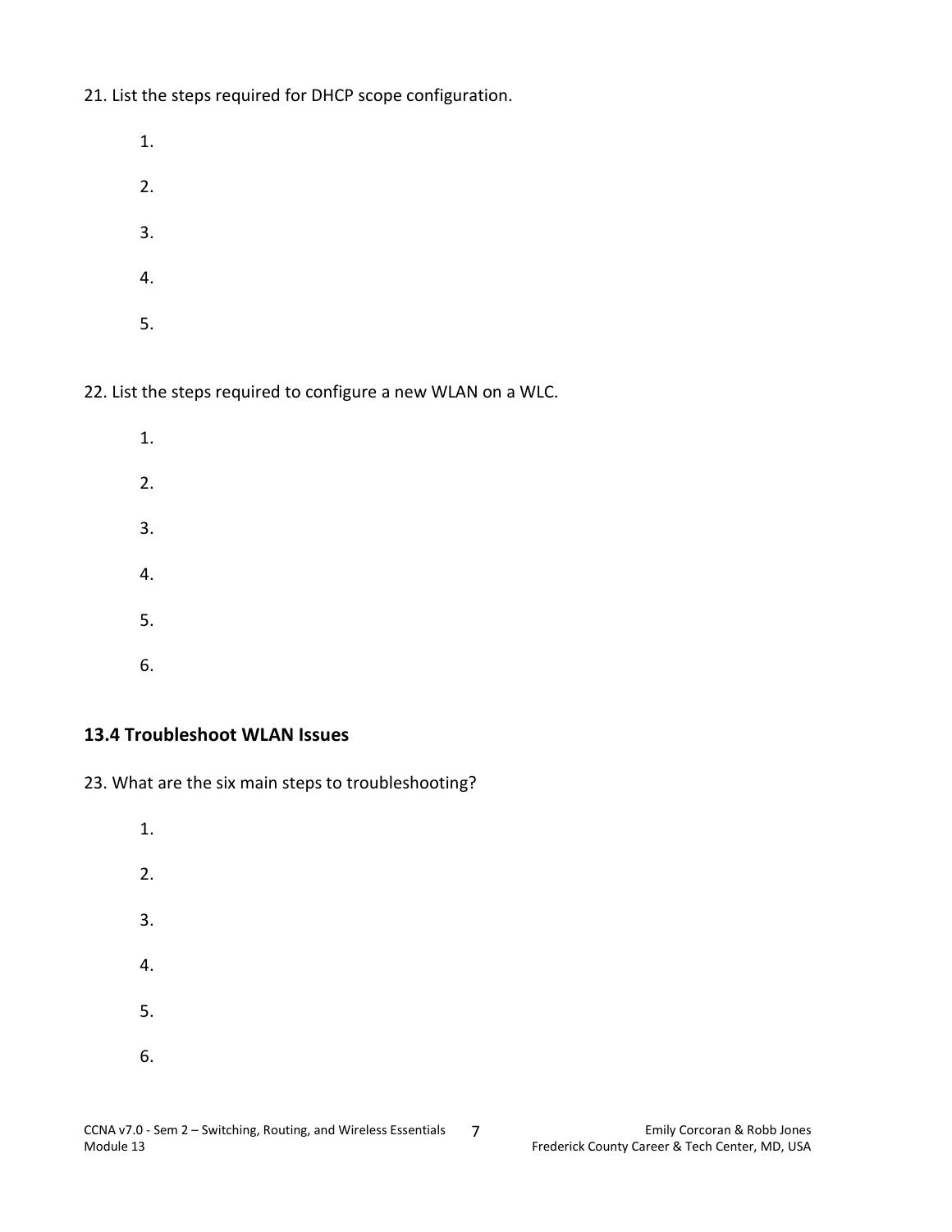21. List the steps required for DHCP scope configuration.

    1.
    2.
    3.
    4.
    5.

22. List the steps required to configure a new WLAN on a WLC.

    1.
    2.
    3.
    4.
    5.
    6.

## 13.4 Troubleshoot WLAN Issues

23. What are the six main steps to troubleshooting?

    1.
    2.
    3.
    4.
    5.
    6.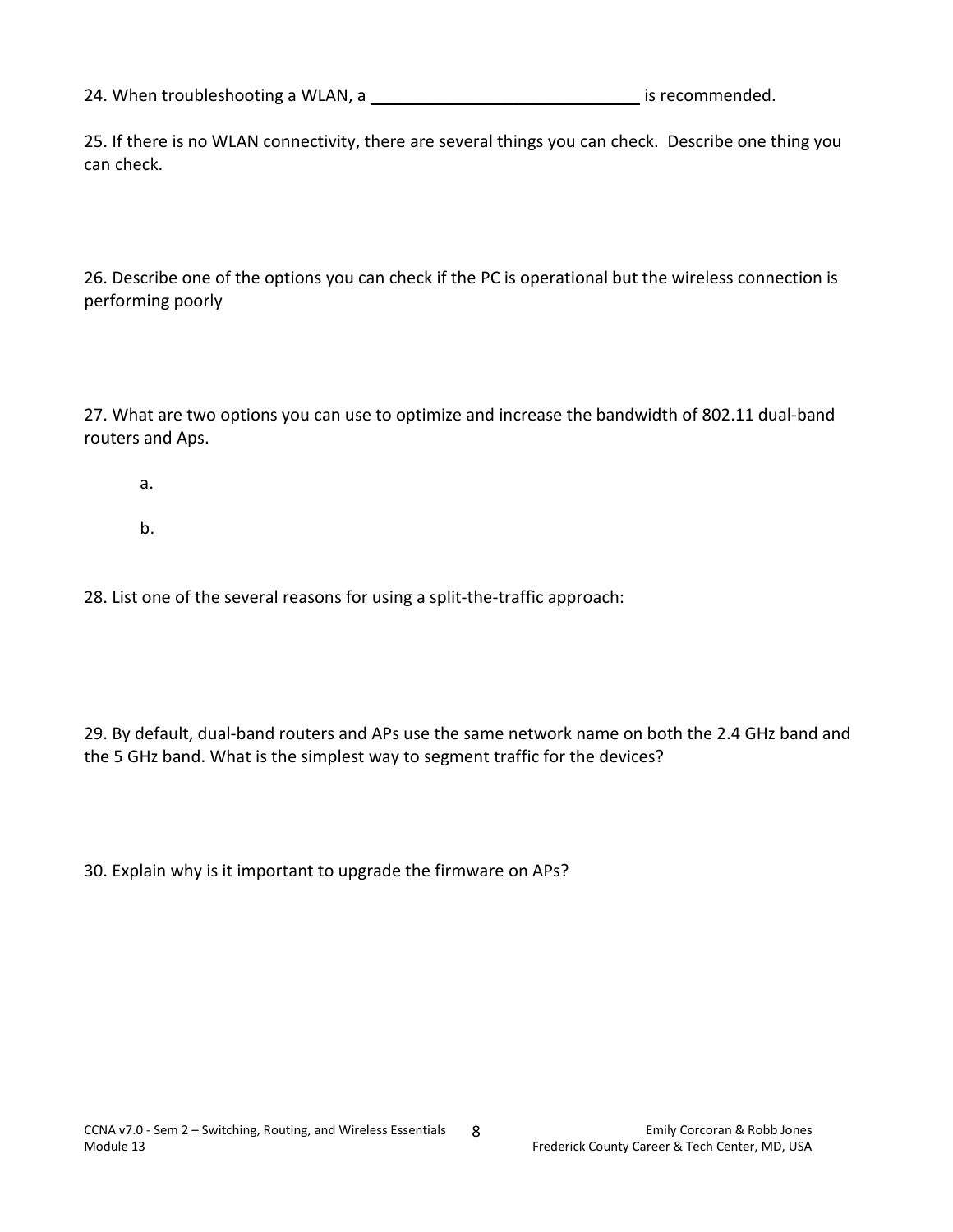24. When troubleshooting a WLAN, a ____________________________ is recommended.

25. If there is no WLAN connectivity, there are several things you can check. Describe one thing you can check.

26. Describe one of the options you can check if the PC is operational but the wireless connection is performing poorly

27. What are two options you can use to optimize and increase the bandwidth of 802.11 dual-band routers and Aps.

a.

b.

28. List one of the several reasons for using a split-the-traffic approach:

29. By default, dual-band routers and APs use the same network name on both the 2.4 GHz band and the 5 GHz band. What is the simplest way to segment traffic for the devices?

30. Explain why is it important to upgrade the firmware on APs?